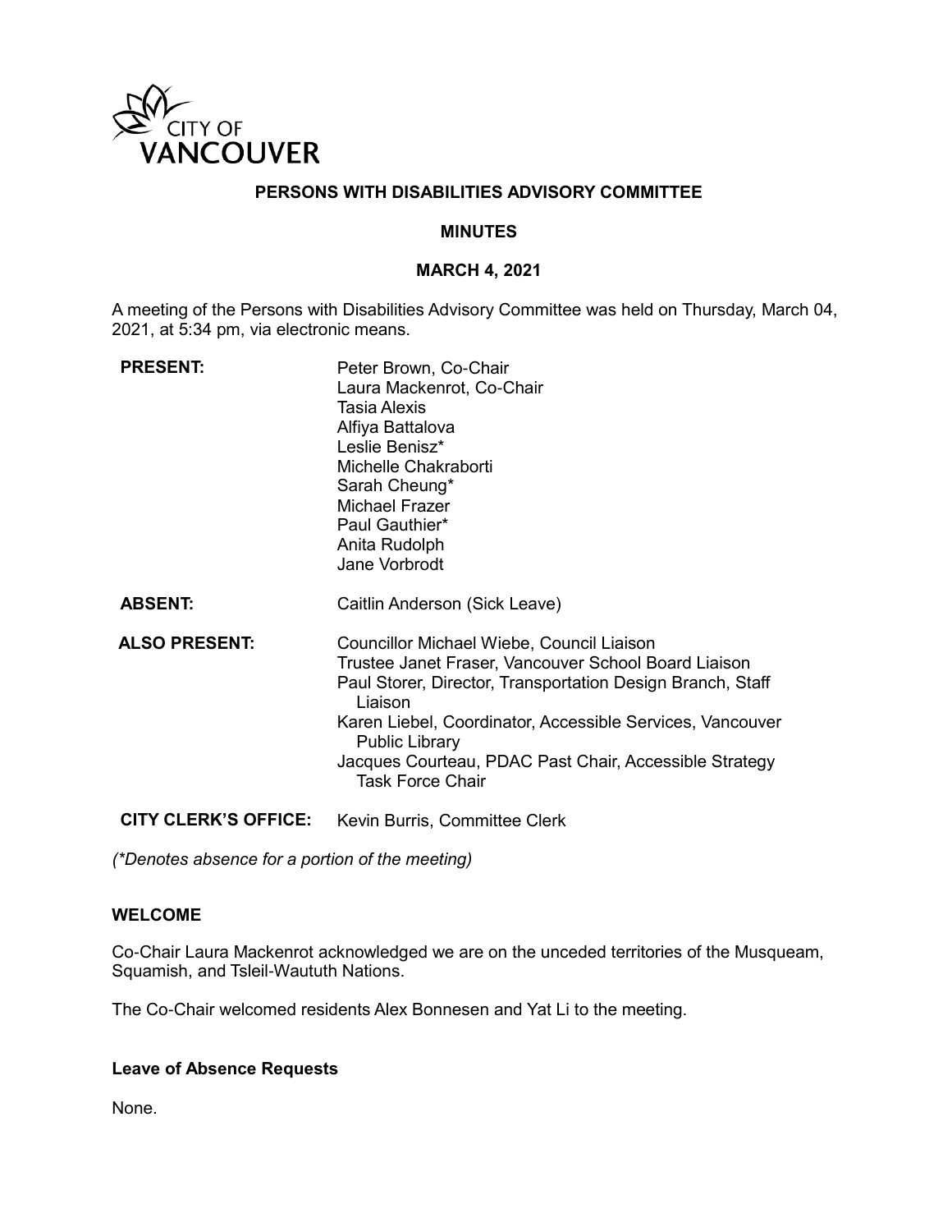CITY OF VANCOUVER

# PERSONS WITH DISABILITIES ADVISORY COMMITTEE

## MINUTES

## MARCH 4, 2021

A meeting of the Persons with Disabilities Advisory Committee was held on Thursday, March 04, 2021, at 5:34 pm, via electronic means.

**PRESENT:**
Peter Brown, Co-Chair
Laura Mackenrot, Co-Chair
Tasia Alexis
Alfiya Battalova
Leslie Benisz*
Michelle Chakraborti
Sarah Cheung*
Michael Frazer
Paul Gauthier*
Anita Rudolph
Jane Vorbrodt

**ABSENT:**
Caitlin Anderson (Sick Leave)

**ALSO PRESENT:**
Councillor Michael Wiebe, Council Liaison
Trustee Janet Fraser, Vancouver School Board Liaison
Paul Storer, Director, Transportation Design Branch, Staff Liaison
Karen Liebel, Coordinator, Accessible Services, Vancouver Public Library
Jacques Courteau, PDAC Past Chair, Accessible Strategy Task Force Chair

**CITY CLERK'S OFFICE:**
Kevin Burris, Committee Clerk

*(\*Denotes absence for a portion of the meeting)*

### WELCOME

Co-Chair Laura Mackenrot acknowledged we are on the unceded territories of the Musqueam, Squamish, and Tsleil-Waututh Nations.

The Co-Chair welcomed residents Alex Bonnesen and Yat Li to the meeting.

### Leave of Absence Requests

None.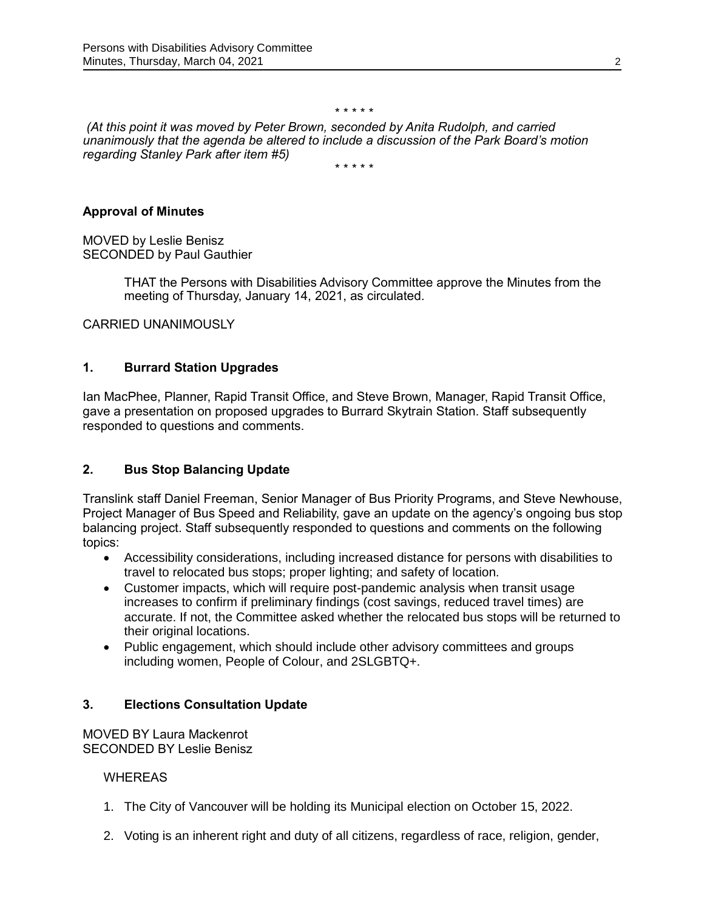\* \* \* \* \*

*(At this point it was moved by Peter Brown, seconded by Anita Rudolph, and carried unanimously that the agenda be altered to include a discussion of the Park Board's motion regarding Stanley Park after item #5)*

\* \* \* \* \*

**Approval of Minutes**

MOVED by Leslie Benisz
SECONDED by Paul Gauthier

> THAT the Persons with Disabilities Advisory Committee approve the Minutes from the meeting of Thursday, January 14, 2021, as circulated.

CARRIED UNANIMOUSLY

## 1. Burrard Station Upgrades

Ian MacPhee, Planner, Rapid Transit Office, and Steve Brown, Manager, Rapid Transit Office, gave a presentation on proposed upgrades to Burrard Skytrain Station. Staff subsequently responded to questions and comments.

## 2. Bus Stop Balancing Update

Translink staff Daniel Freeman, Senior Manager of Bus Priority Programs, and Steve Newhouse, Project Manager of Bus Speed and Reliability, gave an update on the agency's ongoing bus stop balancing project. Staff subsequently responded to questions and comments on the following topics:

- Accessibility considerations, including increased distance for persons with disabilities to travel to relocated bus stops; proper lighting; and safety of location.
- Customer impacts, which will require post-pandemic analysis when transit usage increases to confirm if preliminary findings (cost savings, reduced travel times) are accurate. If not, the Committee asked whether the relocated bus stops will be returned to their original locations.
- Public engagement, which should include other advisory committees and groups including women, People of Colour, and 2SLGBTQ+.

## 3. Elections Consultation Update

MOVED BY Laura Mackenrot
SECONDED BY Leslie Benisz

WHEREAS

1. The City of Vancouver will be holding its Municipal election on October 15, 2022.
2. Voting is an inherent right and duty of all citizens, regardless of race, religion, gender,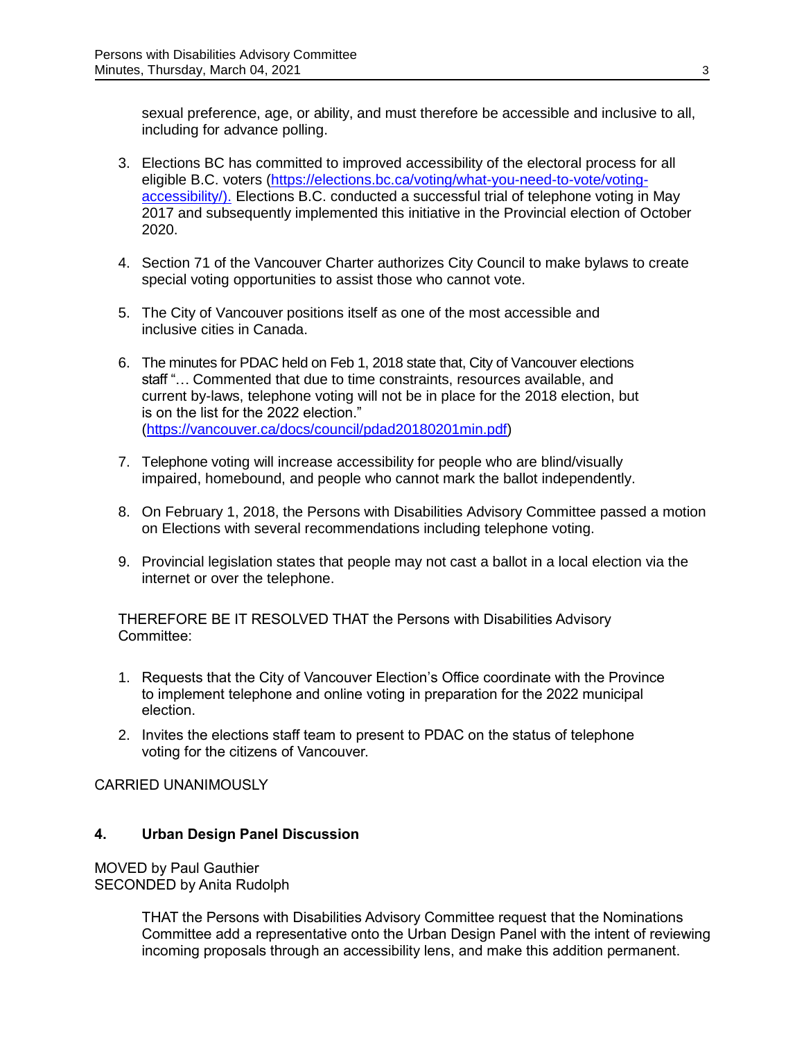sexual preference, age, or ability, and must therefore be accessible and inclusive to all, including for advance polling.

3. Elections BC has committed to improved accessibility of the electoral process for all eligible B.C. voters (https://elections.bc.ca/voting/what-you-need-to-vote/voting-accessibility/). Elections B.C. conducted a successful trial of telephone voting in May 2017 and subsequently implemented this initiative in the Provincial election of October 2020.

4. Section 71 of the Vancouver Charter authorizes City Council to make bylaws to create special voting opportunities to assist those who cannot vote.

5. The City of Vancouver positions itself as one of the most accessible and inclusive cities in Canada.

6. The minutes for PDAC held on Feb 1, 2018 state that, City of Vancouver elections staff "… Commented that due to time constraints, resources available, and current by-laws, telephone voting will not be in place for the 2018 election, but is on the list for the 2022 election." (https://vancouver.ca/docs/council/pdad20180201min.pdf)

7. Telephone voting will increase accessibility for people who are blind/visually impaired, homebound, and people who cannot mark the ballot independently.

8. On February 1, 2018, the Persons with Disabilities Advisory Committee passed a motion on Elections with several recommendations including telephone voting.

9. Provincial legislation states that people may not cast a ballot in a local election via the internet or over the telephone.

THEREFORE BE IT RESOLVED THAT the Persons with Disabilities Advisory Committee:

1. Requests that the City of Vancouver Election's Office coordinate with the Province to implement telephone and online voting in preparation for the 2022 municipal election.

2. Invites the elections staff team to present to PDAC on the status of telephone voting for the citizens of Vancouver.

CARRIED UNANIMOUSLY

## 4. Urban Design Panel Discussion

MOVED by Paul Gauthier
SECONDED by Anita Rudolph

> THAT the Persons with Disabilities Advisory Committee request that the Nominations Committee add a representative onto the Urban Design Panel with the intent of reviewing incoming proposals through an accessibility lens, and make this addition permanent.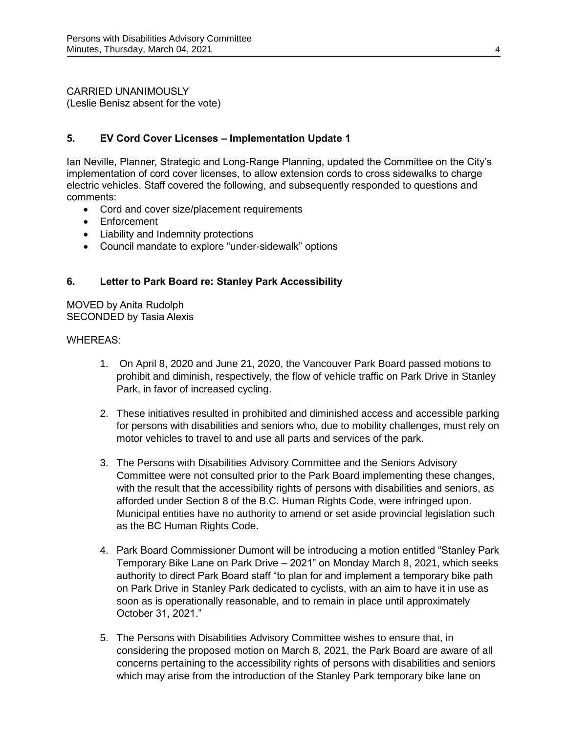CARRIED UNANIMOUSLY
(Leslie Benisz absent for the vote)

## 5. EV Cord Cover Licenses – Implementation Update 1

Ian Neville, Planner, Strategic and Long-Range Planning, updated the Committee on the City's implementation of cord cover licenses, to allow extension cords to cross sidewalks to charge electric vehicles. Staff covered the following, and subsequently responded to questions and comments:

- Cord and cover size/placement requirements
- Enforcement
- Liability and Indemnity protections
- Council mandate to explore "under-sidewalk" options

## 6. Letter to Park Board re: Stanley Park Accessibility

MOVED by Anita Rudolph
SECONDED by Tasia Alexis

WHEREAS:

1. On April 8, 2020 and June 21, 2020, the Vancouver Park Board passed motions to prohibit and diminish, respectively, the flow of vehicle traffic on Park Drive in Stanley Park, in favor of increased cycling.

2. These initiatives resulted in prohibited and diminished access and accessible parking for persons with disabilities and seniors who, due to mobility challenges, must rely on motor vehicles to travel to and use all parts and services of the park.

3. The Persons with Disabilities Advisory Committee and the Seniors Advisory Committee were not consulted prior to the Park Board implementing these changes, with the result that the accessibility rights of persons with disabilities and seniors, as afforded under Section 8 of the B.C. Human Rights Code, were infringed upon. Municipal entities have no authority to amend or set aside provincial legislation such as the BC Human Rights Code.

4. Park Board Commissioner Dumont will be introducing a motion entitled "Stanley Park Temporary Bike Lane on Park Drive – 2021" on Monday March 8, 2021, which seeks authority to direct Park Board staff "to plan for and implement a temporary bike path on Park Drive in Stanley Park dedicated to cyclists, with an aim to have it in use as soon as is operationally reasonable, and to remain in place until approximately October 31, 2021."

5. The Persons with Disabilities Advisory Committee wishes to ensure that, in considering the proposed motion on March 8, 2021, the Park Board are aware of all concerns pertaining to the accessibility rights of persons with disabilities and seniors which may arise from the introduction of the Stanley Park temporary bike lane on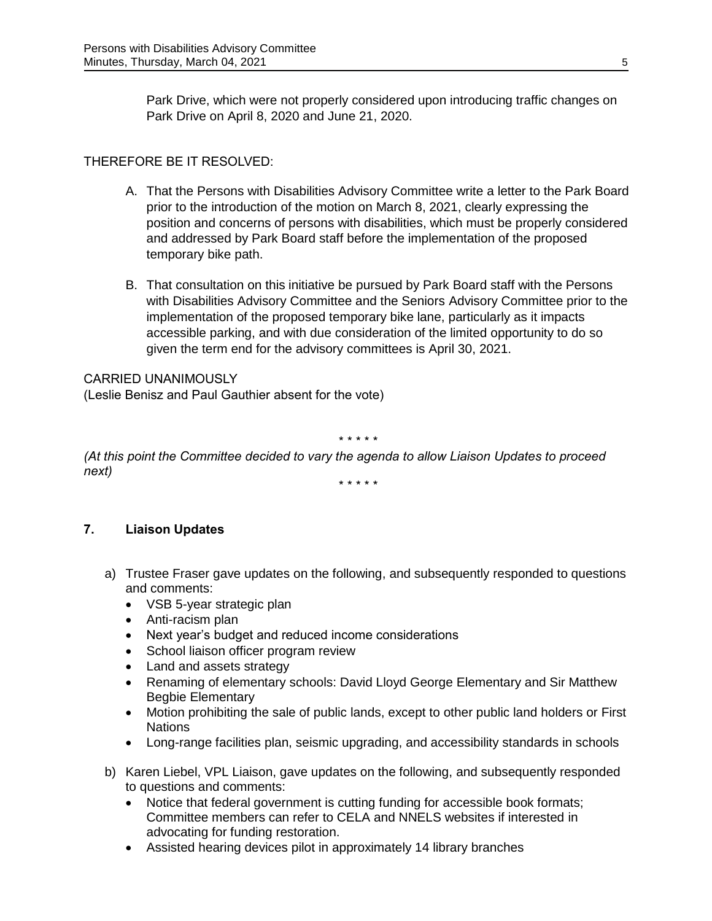Park Drive, which were not properly considered upon introducing traffic changes on Park Drive on April 8, 2020 and June 21, 2020.

THEREFORE BE IT RESOLVED:

A. That the Persons with Disabilities Advisory Committee write a letter to the Park Board prior to the introduction of the motion on March 8, 2021, clearly expressing the position and concerns of persons with disabilities, which must be properly considered and addressed by Park Board staff before the implementation of the proposed temporary bike path.

B. That consultation on this initiative be pursued by Park Board staff with the Persons with Disabilities Advisory Committee and the Seniors Advisory Committee prior to the implementation of the proposed temporary bike lane, particularly as it impacts accessible parking, and with due consideration of the limited opportunity to do so given the term end for the advisory committees is April 30, 2021.

CARRIED UNANIMOUSLY
(Leslie Benisz and Paul Gauthier absent for the vote)

* * * * *

*(At this point the Committee decided to vary the agenda to allow Liaison Updates to proceed next)*

* * * * *

## 7. Liaison Updates

a) Trustee Fraser gave updates on the following, and subsequently responded to questions and comments:
- VSB 5-year strategic plan
- Anti-racism plan
- Next year's budget and reduced income considerations
- School liaison officer program review
- Land and assets strategy
- Renaming of elementary schools: David Lloyd George Elementary and Sir Matthew Begbie Elementary
- Motion prohibiting the sale of public lands, except to other public land holders or First Nations
- Long-range facilities plan, seismic upgrading, and accessibility standards in schools

b) Karen Liebel, VPL Liaison, gave updates on the following, and subsequently responded to questions and comments:
- Notice that federal government is cutting funding for accessible book formats; Committee members can refer to CELA and NNELS websites if interested in advocating for funding restoration.
- Assisted hearing devices pilot in approximately 14 library branches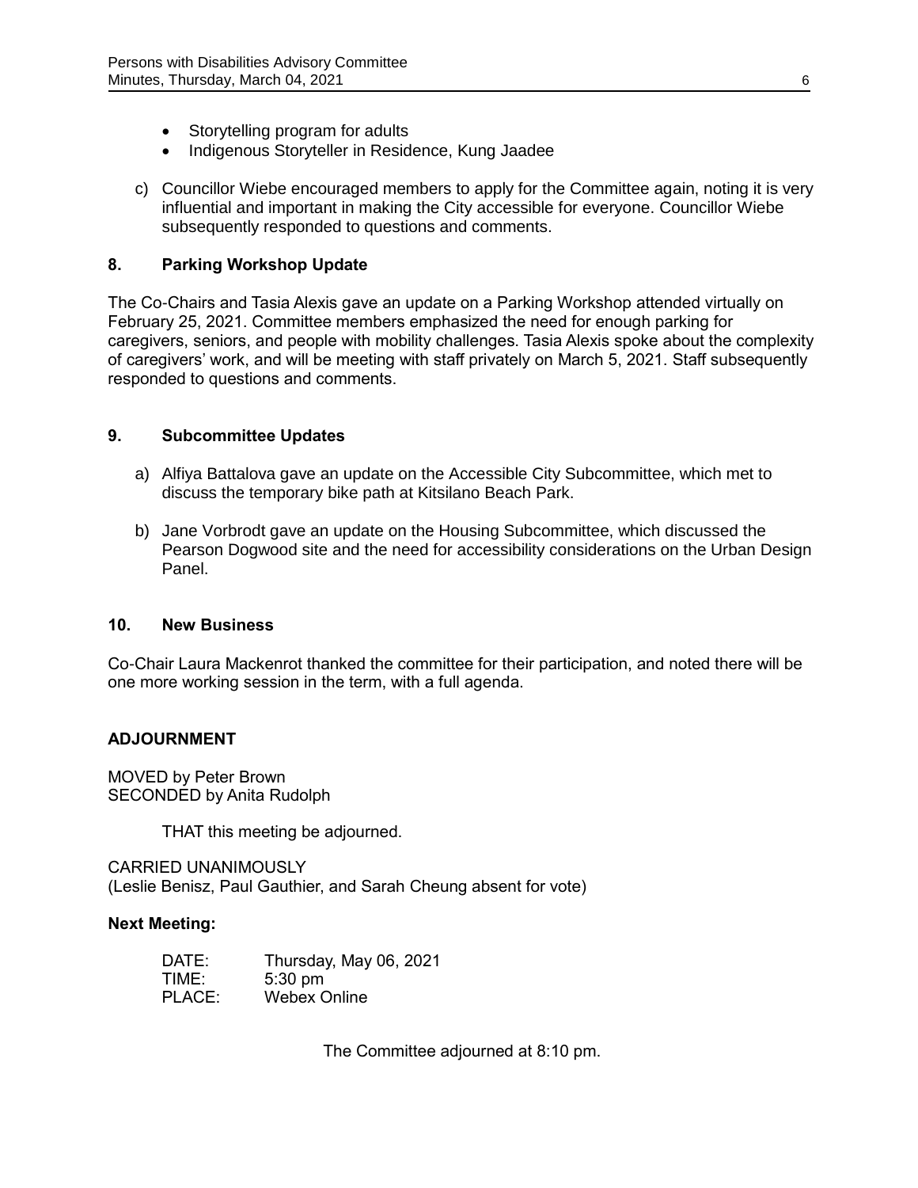- Storytelling program for adults
- Indigenous Storyteller in Residence, Kung Jaadee

c) Councillor Wiebe encouraged members to apply for the Committee again, noting it is very influential and important in making the City accessible for everyone. Councillor Wiebe subsequently responded to questions and comments.

## 8. Parking Workshop Update

The Co-Chairs and Tasia Alexis gave an update on a Parking Workshop attended virtually on February 25, 2021. Committee members emphasized the need for enough parking for caregivers, seniors, and people with mobility challenges. Tasia Alexis spoke about the complexity of caregivers' work, and will be meeting with staff privately on March 5, 2021. Staff subsequently responded to questions and comments.

## 9. Subcommittee Updates

a) Alfiya Battalova gave an update on the Accessible City Subcommittee, which met to discuss the temporary bike path at Kitsilano Beach Park.

b) Jane Vorbrodt gave an update on the Housing Subcommittee, which discussed the Pearson Dogwood site and the need for accessibility considerations on the Urban Design Panel.

## 10. New Business

Co-Chair Laura Mackenrot thanked the committee for their participation, and noted there will be one more working session in the term, with a full agenda.

## ADJOURNMENT

MOVED by Peter Brown
SECONDED by Anita Rudolph

THAT this meeting be adjourned.

CARRIED UNANIMOUSLY
(Leslie Benisz, Paul Gauthier, and Sarah Cheung absent for vote)

**Next Meeting:**

DATE: Thursday, May 06, 2021
TIME: 5:30 pm
PLACE: Webex Online

The Committee adjourned at 8:10 pm.